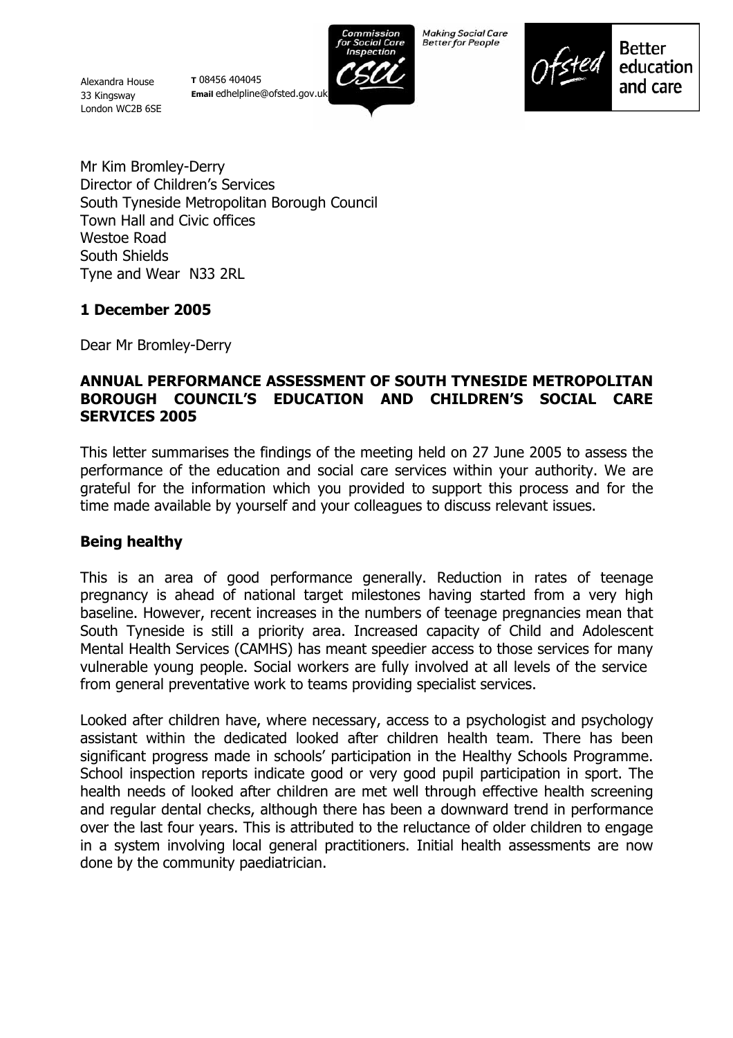Alexandra House
33 Kingsway
London WC2B 6SE

**T** 08456 404045
**Email** edhelpline@ofsted.gov.uk

*Making Social Care Better for People*

Better education and care

Mr Kim Bromley-Derry
Director of Children's Services
South Tyneside Metropolitan Borough Council
Town Hall and Civic offices
Westoe Road
South Shields
Tyne and Wear N33 2RL

**1 December 2005**

Dear Mr Bromley-Derry

**ANNUAL PERFORMANCE ASSESSMENT OF SOUTH TYNESIDE METROPOLITAN BOROUGH COUNCIL'S EDUCATION AND CHILDREN'S SOCIAL CARE SERVICES 2005**

This letter summarises the findings of the meeting held on 27 June 2005 to assess the performance of the education and social care services within your authority. We are grateful for the information which you provided to support this process and for the time made available by yourself and your colleagues to discuss relevant issues.

## Being healthy

This is an area of good performance generally. Reduction in rates of teenage pregnancy is ahead of national target milestones having started from a very high baseline. However, recent increases in the numbers of teenage pregnancies mean that South Tyneside is still a priority area. Increased capacity of Child and Adolescent Mental Health Services (CAMHS) has meant speedier access to those services for many vulnerable young people. Social workers are fully involved at all levels of the service from general preventative work to teams providing specialist services.

Looked after children have, where necessary, access to a psychologist and psychology assistant within the dedicated looked after children health team. There has been significant progress made in schools' participation in the Healthy Schools Programme. School inspection reports indicate good or very good pupil participation in sport. The health needs of looked after children are met well through effective health screening and regular dental checks, although there has been a downward trend in performance over the last four years. This is attributed to the reluctance of older children to engage in a system involving local general practitioners. Initial health assessments are now done by the community paediatrician.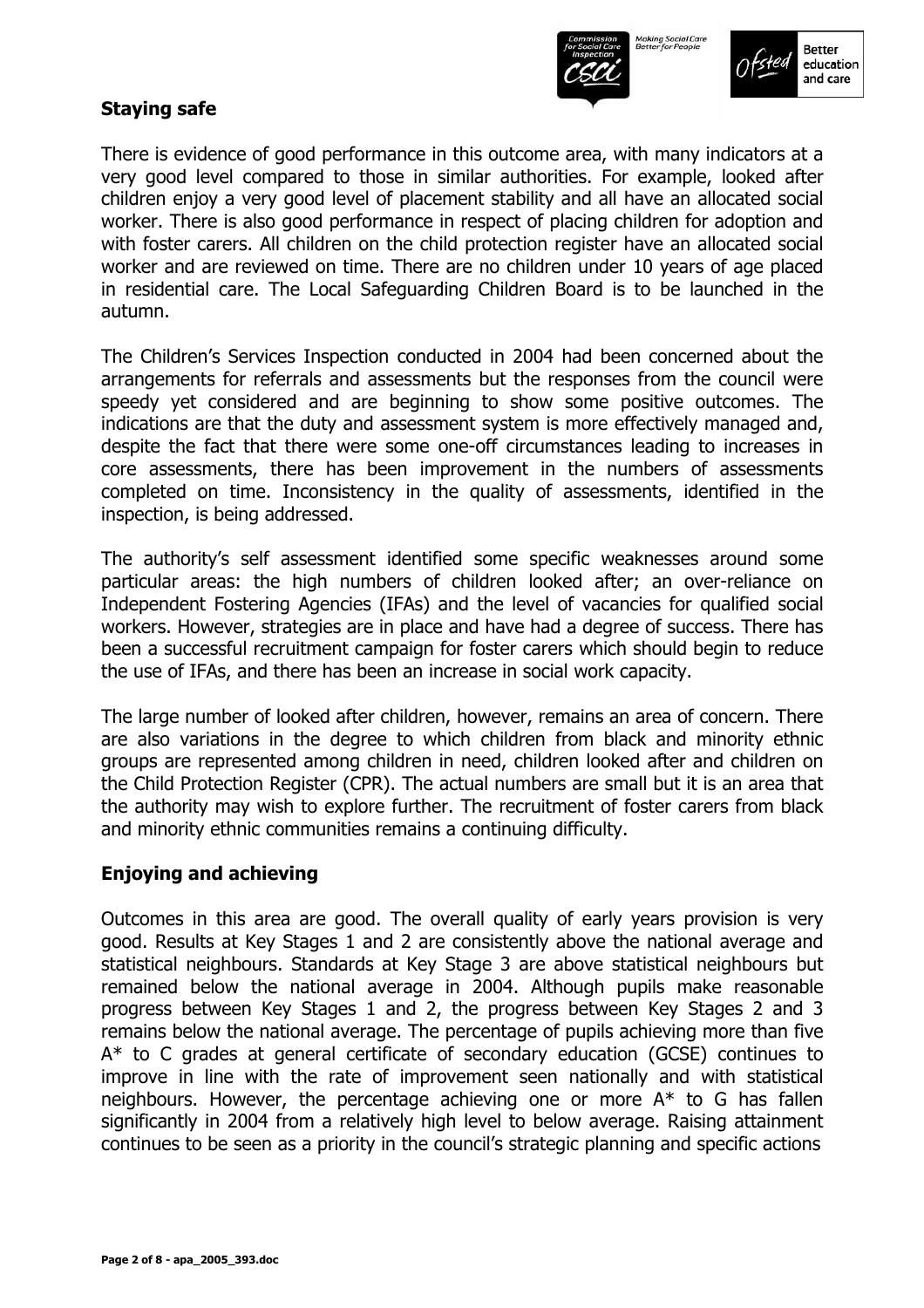## Staying safe

There is evidence of good performance in this outcome area, with many indicators at a very good level compared to those in similar authorities. For example, looked after children enjoy a very good level of placement stability and all have an allocated social worker. There is also good performance in respect of placing children for adoption and with foster carers. All children on the child protection register have an allocated social worker and are reviewed on time. There are no children under 10 years of age placed in residential care. The Local Safeguarding Children Board is to be launched in the autumn.

The Children's Services Inspection conducted in 2004 had been concerned about the arrangements for referrals and assessments but the responses from the council were speedy yet considered and are beginning to show some positive outcomes. The indications are that the duty and assessment system is more effectively managed and, despite the fact that there were some one-off circumstances leading to increases in core assessments, there has been improvement in the numbers of assessments completed on time. Inconsistency in the quality of assessments, identified in the inspection, is being addressed.

The authority's self assessment identified some specific weaknesses around some particular areas: the high numbers of children looked after; an over-reliance on Independent Fostering Agencies (IFAs) and the level of vacancies for qualified social workers. However, strategies are in place and have had a degree of success. There has been a successful recruitment campaign for foster carers which should begin to reduce the use of IFAs, and there has been an increase in social work capacity.

The large number of looked after children, however, remains an area of concern. There are also variations in the degree to which children from black and minority ethnic groups are represented among children in need, children looked after and children on the Child Protection Register (CPR). The actual numbers are small but it is an area that the authority may wish to explore further. The recruitment of foster carers from black and minority ethnic communities remains a continuing difficulty.

## Enjoying and achieving

Outcomes in this area are good. The overall quality of early years provision is very good. Results at Key Stages 1 and 2 are consistently above the national average and statistical neighbours. Standards at Key Stage 3 are above statistical neighbours but remained below the national average in 2004. Although pupils make reasonable progress between Key Stages 1 and 2, the progress between Key Stages 2 and 3 remains below the national average. The percentage of pupils achieving more than five A* to C grades at general certificate of secondary education (GCSE) continues to improve in line with the rate of improvement seen nationally and with statistical neighbours. However, the percentage achieving one or more A* to G has fallen significantly in 2004 from a relatively high level to below average. Raising attainment continues to be seen as a priority in the council's strategic planning and specific actions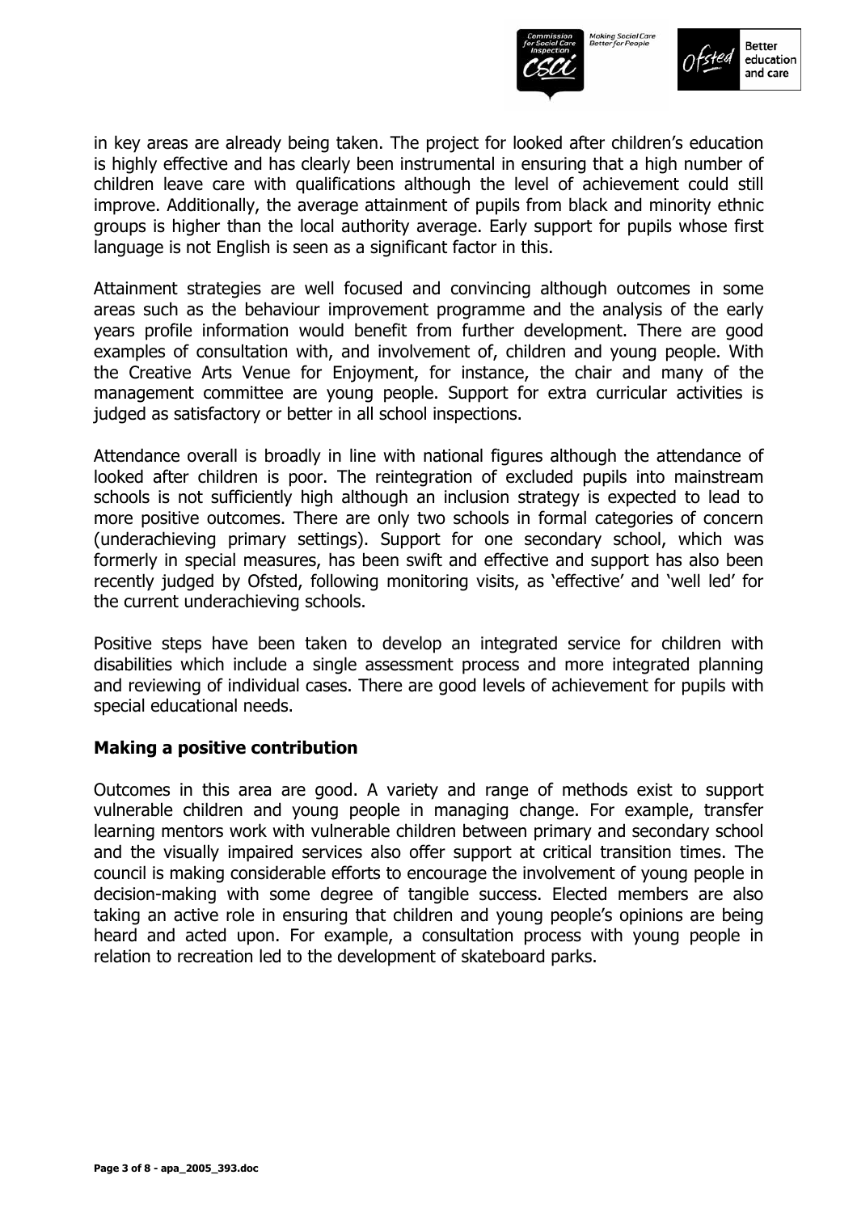in key areas are already being taken. The project for looked after children's education is highly effective and has clearly been instrumental in ensuring that a high number of children leave care with qualifications although the level of achievement could still improve. Additionally, the average attainment of pupils from black and minority ethnic groups is higher than the local authority average. Early support for pupils whose first language is not English is seen as a significant factor in this.

Attainment strategies are well focused and convincing although outcomes in some areas such as the behaviour improvement programme and the analysis of the early years profile information would benefit from further development. There are good examples of consultation with, and involvement of, children and young people. With the Creative Arts Venue for Enjoyment, for instance, the chair and many of the management committee are young people. Support for extra curricular activities is judged as satisfactory or better in all school inspections.

Attendance overall is broadly in line with national figures although the attendance of looked after children is poor. The reintegration of excluded pupils into mainstream schools is not sufficiently high although an inclusion strategy is expected to lead to more positive outcomes. There are only two schools in formal categories of concern (underachieving primary settings). Support for one secondary school, which was formerly in special measures, has been swift and effective and support has also been recently judged by Ofsted, following monitoring visits, as 'effective' and 'well led' for the current underachieving schools.

Positive steps have been taken to develop an integrated service for children with disabilities which include a single assessment process and more integrated planning and reviewing of individual cases. There are good levels of achievement for pupils with special educational needs.

**Making a positive contribution**

Outcomes in this area are good. A variety and range of methods exist to support vulnerable children and young people in managing change. For example, transfer learning mentors work with vulnerable children between primary and secondary school and the visually impaired services also offer support at critical transition times. The council is making considerable efforts to encourage the involvement of young people in decision-making with some degree of tangible success. Elected members are also taking an active role in ensuring that children and young people's opinions are being heard and acted upon. For example, a consultation process with young people in relation to recreation led to the development of skateboard parks.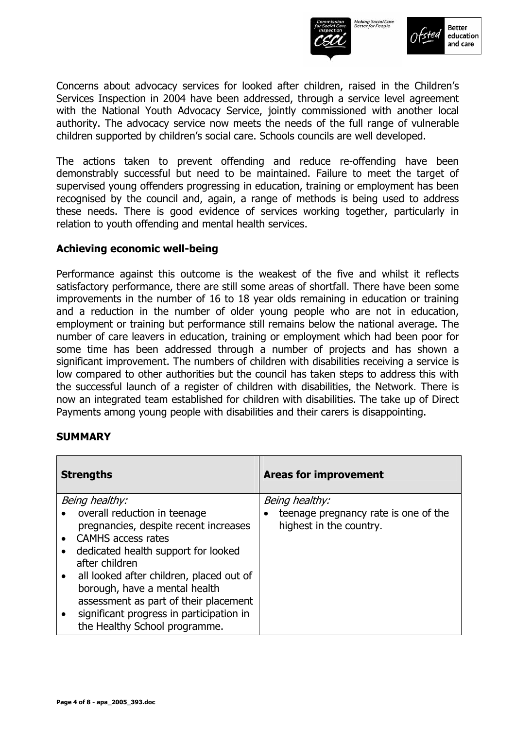Concerns about advocacy services for looked after children, raised in the Children's Services Inspection in 2004 have been addressed, through a service level agreement with the National Youth Advocacy Service, jointly commissioned with another local authority. The advocacy service now meets the needs of the full range of vulnerable children supported by children's social care. Schools councils are well developed.

The actions taken to prevent offending and reduce re-offending have been demonstrably successful but need to be maintained. Failure to meet the target of supervised young offenders progressing in education, training or employment has been recognised by the council and, again, a range of methods is being used to address these needs. There is good evidence of services working together, particularly in relation to youth offending and mental health services.

### Achieving economic well-being

Performance against this outcome is the weakest of the five and whilst it reflects satisfactory performance, there are still some areas of shortfall. There have been some improvements in the number of 16 to 18 year olds remaining in education or training and a reduction in the number of older young people who are not in education, employment or training but performance still remains below the national average. The number of care leavers in education, training or employment which had been poor for some time has been addressed through a number of projects and has shown a significant improvement. The numbers of children with disabilities receiving a service is low compared to other authorities but the council has taken steps to address this with the successful launch of a register of children with disabilities, the Network. There is now an integrated team established for children with disabilities. The take up of Direct Payments among young people with disabilities and their carers is disappointing.

## SUMMARY

| **Strengths** | **Areas for improvement** |
|---|---|
| *Being healthy:*<br>• overall reduction in teenage pregnancies, despite recent increases<br>• CAMHS access rates<br>• dedicated health support for looked after children<br>• all looked after children, placed out of borough, have a mental health assessment as part of their placement<br>• significant progress in participation in the Healthy School programme. | *Being healthy:*<br>• teenage pregnancy rate is one of the highest in the country. |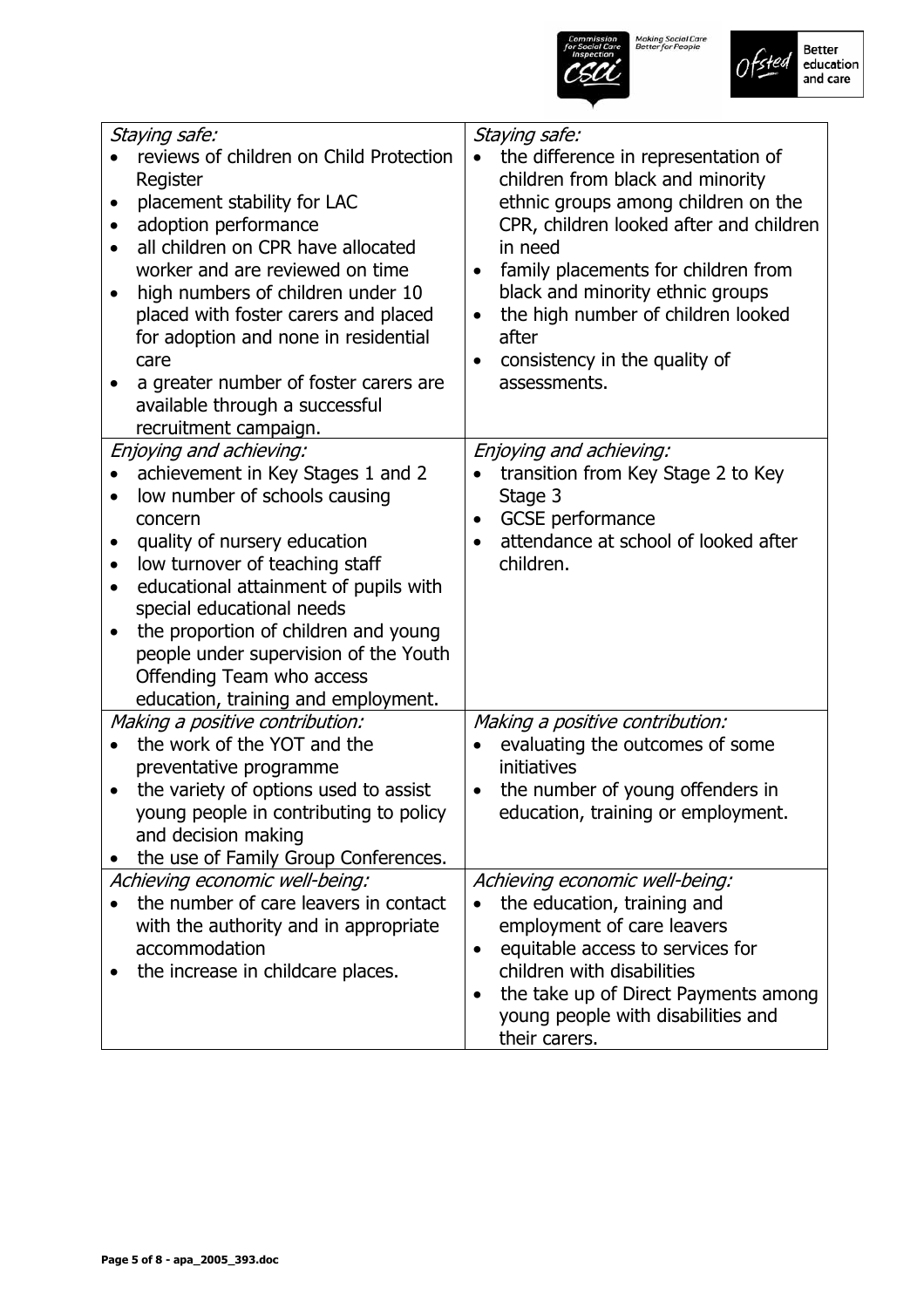| *Staying safe:*<br>• reviews of children on Child Protection Register<br>• placement stability for LAC<br>• adoption performance<br>• all children on CPR have allocated worker and are reviewed on time<br>• high numbers of children under 10 placed with foster carers and placed for adoption and none in residential care<br>• a greater number of foster carers are available through a successful recruitment campaign. | *Staying safe:*<br>• the difference in representation of children from black and minority ethnic groups among children on the CPR, children looked after and children in need<br>• family placements for children from black and minority ethnic groups<br>• the high number of children looked after<br>• consistency in the quality of assessments. |
|---|---|
| *Enjoying and achieving:*<br>• achievement in Key Stages 1 and 2<br>• low number of schools causing concern<br>• quality of nursery education<br>• low turnover of teaching staff<br>• educational attainment of pupils with special educational needs<br>• the proportion of children and young people under supervision of the Youth Offending Team who access education, training and employment. | *Enjoying and achieving:*<br>• transition from Key Stage 2 to Key Stage 3<br>• GCSE performance<br>• attendance at school of looked after children. |
| *Making a positive contribution:*<br>• the work of the YOT and the preventative programme<br>• the variety of options used to assist young people in contributing to policy and decision making<br>• the use of Family Group Conferences. | *Making a positive contribution:*<br>• evaluating the outcomes of some initiatives<br>• the number of young offenders in education, training or employment. |
| *Achieving economic well-being:*<br>• the number of care leavers in contact with the authority and in appropriate accommodation<br>• the increase in childcare places. | *Achieving economic well-being:*<br>• the education, training and employment of care leavers<br>• equitable access to services for children with disabilities<br>• the take up of Direct Payments among young people with disabilities and their carers. |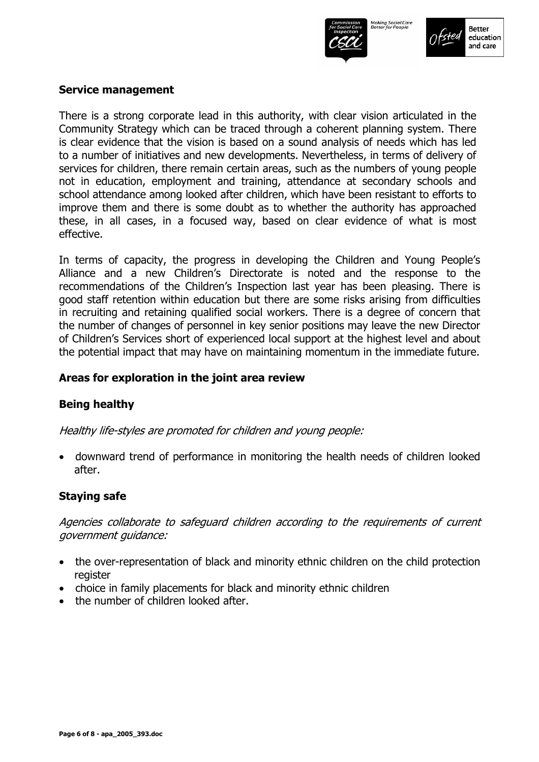## Service management

There is a strong corporate lead in this authority, with clear vision articulated in the Community Strategy which can be traced through a coherent planning system. There is clear evidence that the vision is based on a sound analysis of needs which has led to a number of initiatives and new developments. Nevertheless, in terms of delivery of services for children, there remain certain areas, such as the numbers of young people not in education, employment and training, attendance at secondary schools and school attendance among looked after children, which have been resistant to efforts to improve them and there is some doubt as to whether the authority has approached these, in all cases, in a focused way, based on clear evidence of what is most effective.

In terms of capacity, the progress in developing the Children and Young People's Alliance and a new Children's Directorate is noted and the response to the recommendations of the Children's Inspection last year has been pleasing. There is good staff retention within education but there are some risks arising from difficulties in recruiting and retaining qualified social workers. There is a degree of concern that the number of changes of personnel in key senior positions may leave the new Director of Children's Services short of experienced local support at the highest level and about the potential impact that may have on maintaining momentum in the immediate future.

## Areas for exploration in the joint area review

### Being healthy

*Healthy life-styles are promoted for children and young people:*

- downward trend of performance in monitoring the health needs of children looked after.

### Staying safe

*Agencies collaborate to safeguard children according to the requirements of current government guidance:*

- the over-representation of black and minority ethnic children on the child protection register
- choice in family placements for black and minority ethnic children
- the number of children looked after.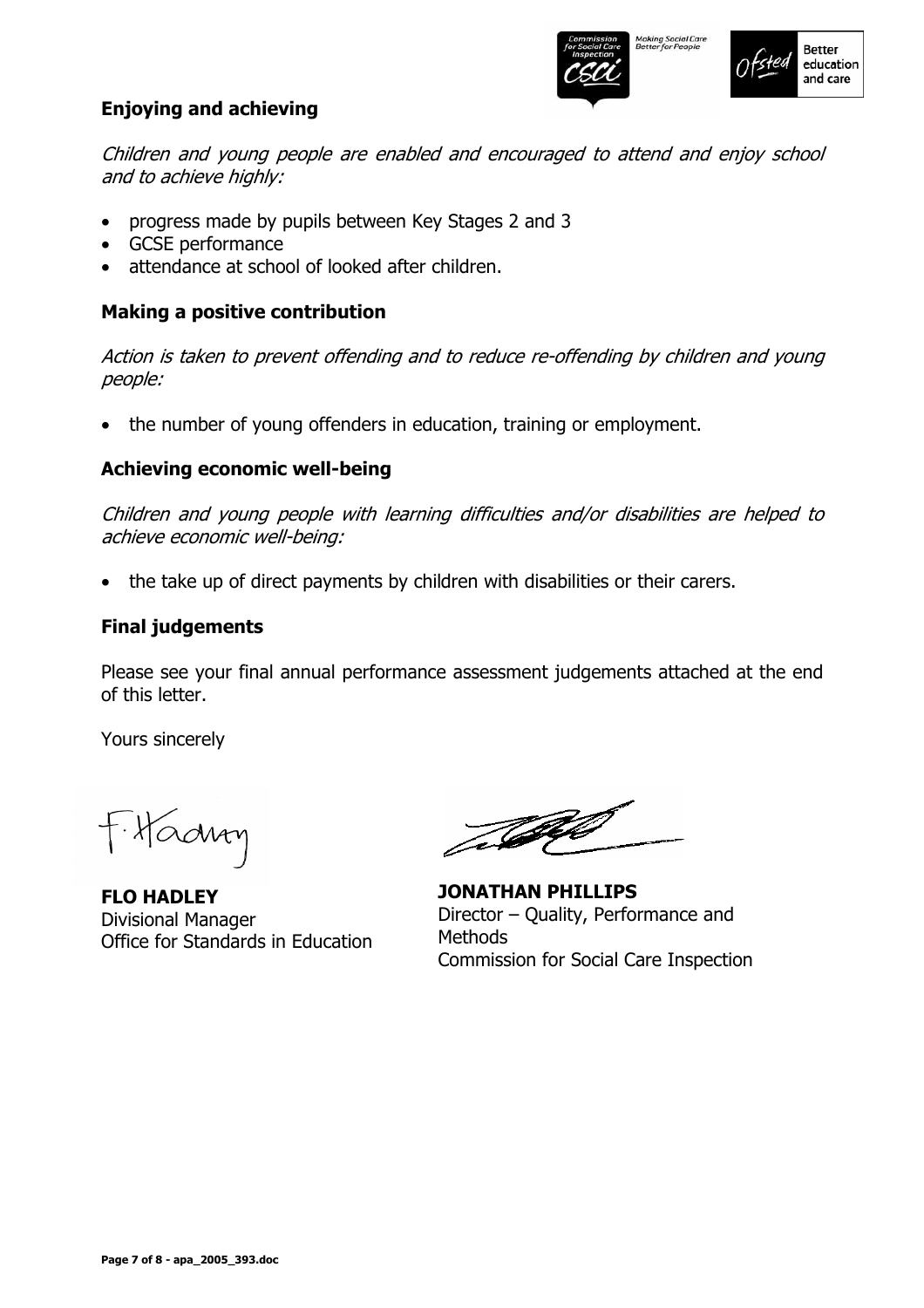### Enjoying and achieving

*Children and young people are enabled and encouraged to attend and enjoy school and to achieve highly:*

- progress made by pupils between Key Stages 2 and 3
- GCSE performance
- attendance at school of looked after children.

### Making a positive contribution

*Action is taken to prevent offending and to reduce re-offending by children and young people:*

- the number of young offenders in education, training or employment.

### Achieving economic well-being

*Children and young people with learning difficulties and/or disabilities are helped to achieve economic well-being:*

- the take up of direct payments by children with disabilities or their carers.

### Final judgements

Please see your final annual performance assessment judgements attached at the end of this letter.

Yours sincerely

**FLO HADLEY**
Divisional Manager
Office for Standards in Education

**JONATHAN PHILLIPS**
Director – Quality, Performance and Methods
Commission for Social Care Inspection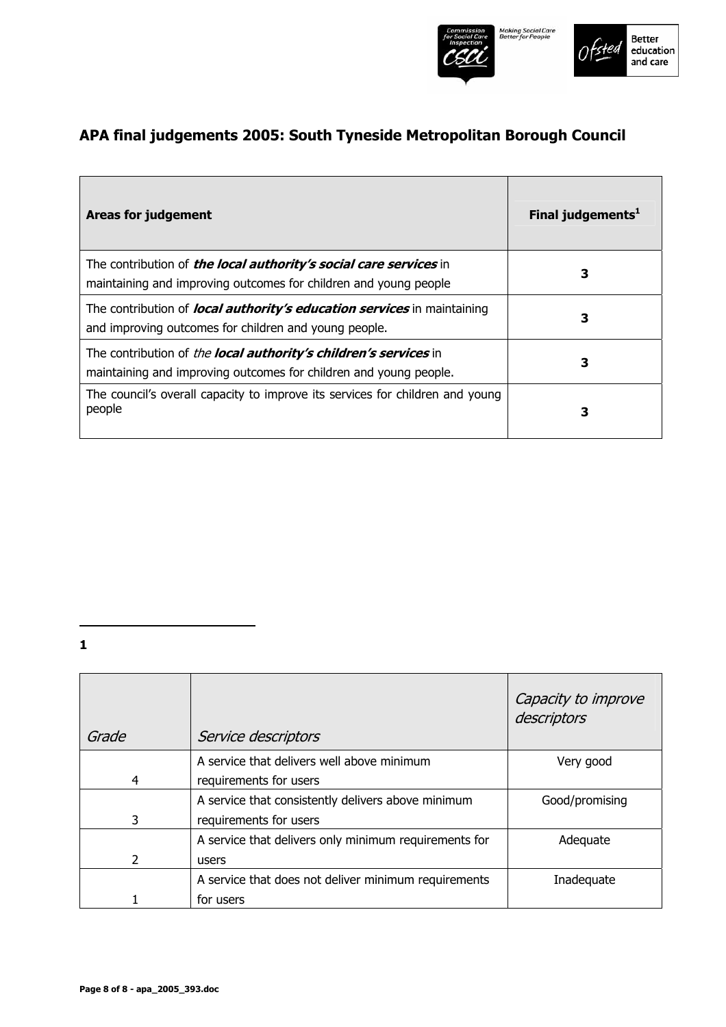## APA final judgements 2005: South Tyneside Metropolitan Borough Council

| Areas for judgement | Final judgements[1] |
|---|---|
| The contribution of ***the local authority's social care services*** in maintaining and improving outcomes for children and young people | **3** |
| The contribution of ***local authority's education services*** in maintaining and improving outcomes for children and young people. | **3** |
| The contribution of *the* ***local authority's children's services*** in maintaining and improving outcomes for children and young people. | **3** |
| The council's overall capacity to improve its services for children and young people | **3** |

**1**

| *Grade* | *Service descriptors* | *Capacity to improve descriptors* |
|---|---|---|
| 4 | A service that delivers well above minimum requirements for users | Very good |
| 3 | A service that consistently delivers above minimum requirements for users | Good/promising |
| 2 | A service that delivers only minimum requirements for users | Adequate |
| 1 | A service that does not deliver minimum requirements for users | Inadequate |